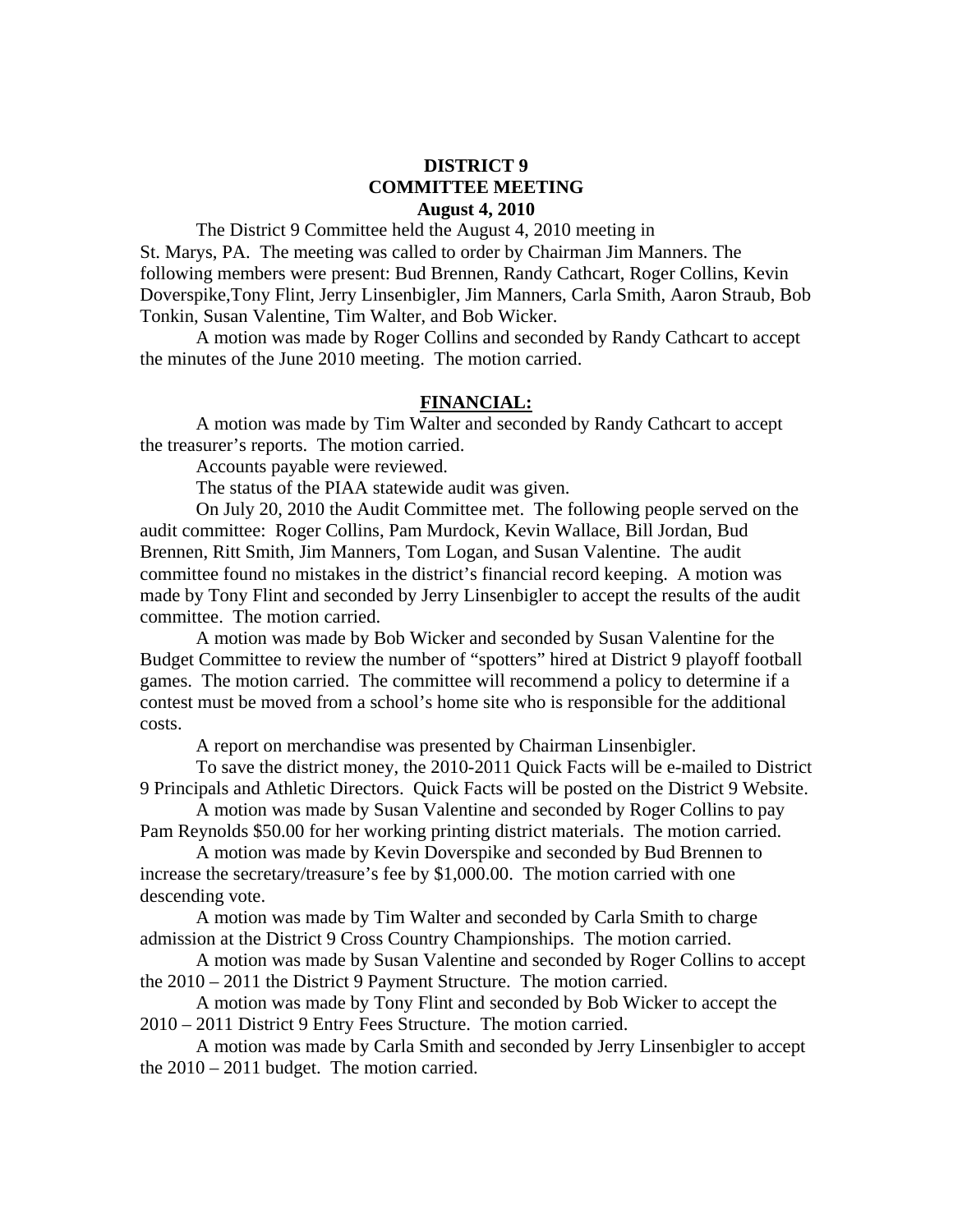**DISTRICT 9**
**COMMITTEE MEETING**
**August 4, 2010**

The District 9 Committee held the August 4, 2010 meeting in St. Marys, PA. The meeting was called to order by Chairman Jim Manners. The following members were present: Bud Brennen, Randy Cathcart, Roger Collins, Kevin Doverspike,Tony Flint, Jerry Linsenbigler, Jim Manners, Carla Smith, Aaron Straub, Bob Tonkin, Susan Valentine, Tim Walter, and Bob Wicker.

A motion was made by Roger Collins and seconded by Randy Cathcart to accept the minutes of the June 2010 meeting. The motion carried.

## FINANCIAL:

A motion was made by Tim Walter and seconded by Randy Cathcart to accept the treasurer's reports. The motion carried.

Accounts payable were reviewed.

The status of the PIAA statewide audit was given.

On July 20, 2010 the Audit Committee met. The following people served on the audit committee: Roger Collins, Pam Murdock, Kevin Wallace, Bill Jordan, Bud Brennen, Ritt Smith, Jim Manners, Tom Logan, and Susan Valentine. The audit committee found no mistakes in the district's financial record keeping. A motion was made by Tony Flint and seconded by Jerry Linsenbigler to accept the results of the audit committee. The motion carried.

A motion was made by Bob Wicker and seconded by Susan Valentine for the Budget Committee to review the number of "spotters" hired at District 9 playoff football games. The motion carried. The committee will recommend a policy to determine if a contest must be moved from a school's home site who is responsible for the additional costs.

A report on merchandise was presented by Chairman Linsenbigler.

To save the district money, the 2010-2011 Quick Facts will be e-mailed to District 9 Principals and Athletic Directors. Quick Facts will be posted on the District 9 Website.

A motion was made by Susan Valentine and seconded by Roger Collins to pay Pam Reynolds $50.00 for her working printing district materials. The motion carried.

A motion was made by Kevin Doverspike and seconded by Bud Brennen to increase the secretary/treasure's fee by $1,000.00. The motion carried with one descending vote.

A motion was made by Tim Walter and seconded by Carla Smith to charge admission at the District 9 Cross Country Championships. The motion carried.

A motion was made by Susan Valentine and seconded by Roger Collins to accept the 2010 – 2011 the District 9 Payment Structure. The motion carried.

A motion was made by Tony Flint and seconded by Bob Wicker to accept the 2010 – 2011 District 9 Entry Fees Structure. The motion carried.

A motion was made by Carla Smith and seconded by Jerry Linsenbigler to accept the 2010 – 2011 budget. The motion carried.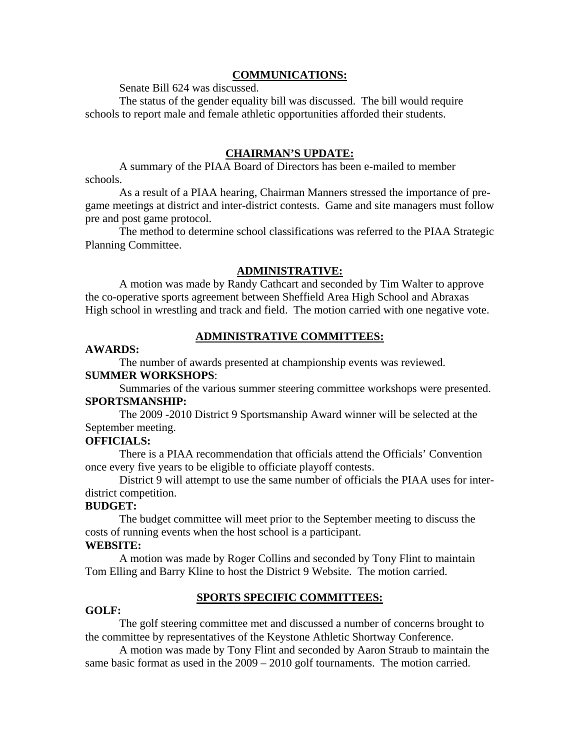## COMMUNICATIONS:

Senate Bill 624 was discussed.

The status of the gender equality bill was discussed. The bill would require schools to report male and female athletic opportunities afforded their students.

## CHAIRMAN'S UPDATE:

A summary of the PIAA Board of Directors has been e-mailed to member schools.

As a result of a PIAA hearing, Chairman Manners stressed the importance of pre-game meetings at district and inter-district contests. Game and site managers must follow pre and post game protocol.

The method to determine school classifications was referred to the PIAA Strategic Planning Committee.

## ADMINISTRATIVE:

A motion was made by Randy Cathcart and seconded by Tim Walter to approve the co-operative sports agreement between Sheffield Area High School and Abraxas High school in wrestling and track and field. The motion carried with one negative vote.

## ADMINISTRATIVE COMMITTEES:

**AWARDS:**

The number of awards presented at championship events was reviewed.

**SUMMER WORKSHOPS**:

Summaries of the various summer steering committee workshops were presented.

**SPORTSMANSHIP:**

The 2009 -2010 District 9 Sportsmanship Award winner will be selected at the September meeting.

**OFFICIALS:**

There is a PIAA recommendation that officials attend the Officials' Convention once every five years to be eligible to officiate playoff contests.

District 9 will attempt to use the same number of officials the PIAA uses for inter-district competition.

**BUDGET:**

The budget committee will meet prior to the September meeting to discuss the costs of running events when the host school is a participant.

**WEBSITE:**

A motion was made by Roger Collins and seconded by Tony Flint to maintain Tom Elling and Barry Kline to host the District 9 Website. The motion carried.

## SPORTS SPECIFIC COMMITTEES:

**GOLF:**

The golf steering committee met and discussed a number of concerns brought to the committee by representatives of the Keystone Athletic Shortway Conference.

A motion was made by Tony Flint and seconded by Aaron Straub to maintain the same basic format as used in the 2009 – 2010 golf tournaments. The motion carried.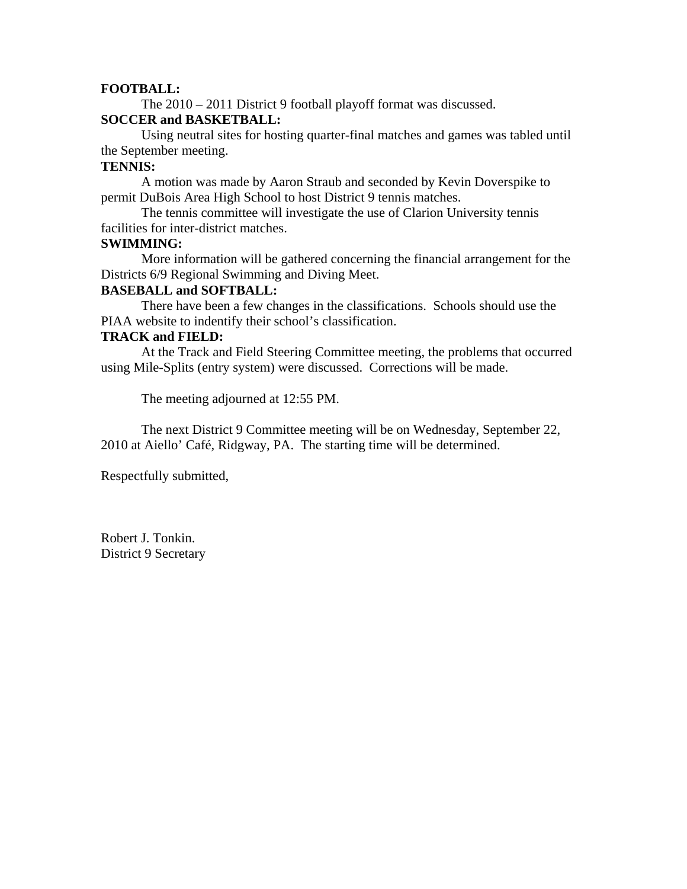**FOOTBALL:**

The 2010 – 2011 District 9 football playoff format was discussed.

**SOCCER and BASKETBALL:**

Using neutral sites for hosting quarter-final matches and games was tabled until the September meeting.

**TENNIS:**

A motion was made by Aaron Straub and seconded by Kevin Doverspike to permit DuBois Area High School to host District 9 tennis matches.

The tennis committee will investigate the use of Clarion University tennis facilities for inter-district matches.

**SWIMMING:**

More information will be gathered concerning the financial arrangement for the Districts 6/9 Regional Swimming and Diving Meet.

**BASEBALL and SOFTBALL:**

There have been a few changes in the classifications. Schools should use the PIAA website to indentify their school's classification.

**TRACK and FIELD:**

At the Track and Field Steering Committee meeting, the problems that occurred using Mile-Splits (entry system) were discussed. Corrections will be made.

The meeting adjourned at 12:55 PM.

The next District 9 Committee meeting will be on Wednesday, September 22, 2010 at Aiello' Café, Ridgway, PA. The starting time will be determined.

Respectfully submitted,

Robert J. Tonkin.
District 9 Secretary